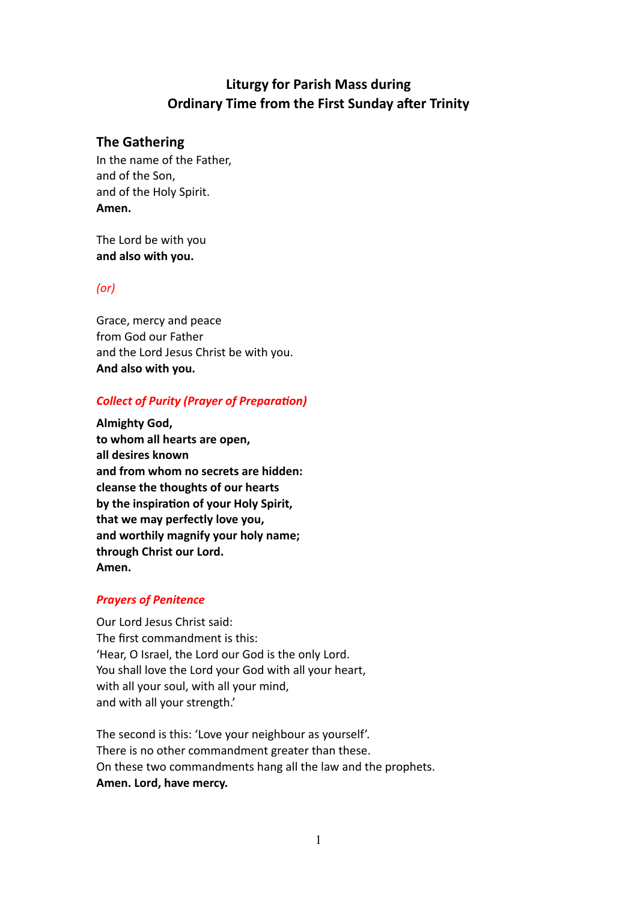# Liturgy for Parish Mass during Ordinary Time from the First Sunday after Trinity

## The Gathering

In the name of the Father,
and of the Son,
and of the Holy Spirit.
**Amen.**

The Lord be with you
**and also with you.**

*(or)*

Grace, mercy and peace
from God our Father
and the Lord Jesus Christ be with you.
**And also with you.**

***Collect of Purity (Prayer of Preparation)***

**Almighty God,**
**to whom all hearts are open,**
**all desires known**
**and from whom no secrets are hidden:**
**cleanse the thoughts of our hearts**
**by the inspiration of your Holy Spirit,**
**that we may perfectly love you,**
**and worthily magnify your holy name;**
**through Christ our Lord.**
**Amen.**

***Prayers of Penitence***

Our Lord Jesus Christ said:
The first commandment is this:
'Hear, O Israel, the Lord our God is the only Lord.
You shall love the Lord your God with all your heart,
with all your soul, with all your mind,
and with all your strength.'

The second is this: 'Love your neighbour as yourself'.
There is no other commandment greater than these.
On these two commandments hang all the law and the prophets.
**Amen. Lord, have mercy.**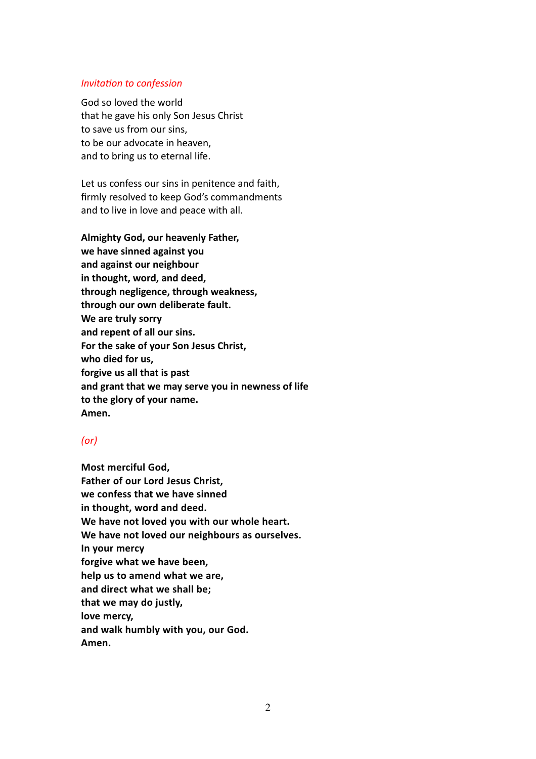*Invitation to confession*

God so loved the world  
that he gave his only Son Jesus Christ  
to save us from our sins,  
to be our advocate in heaven,  
and to bring us to eternal life.

Let us confess our sins in penitence and faith,  
firmly resolved to keep God's commandments  
and to live in love and peace with all.

**Almighty God, our heavenly Father,**  
**we have sinned against you**  
**and against our neighbour**  
**in thought, word, and deed,**  
**through negligence, through weakness,**  
**through our own deliberate fault.**  
**We are truly sorry**  
**and repent of all our sins.**  
**For the sake of your Son Jesus Christ,**  
**who died for us,**  
**forgive us all that is past**  
**and grant that we may serve you in newness of life**  
**to the glory of your name.**  
**Amen.**

*(or)*

**Most merciful God,**  
**Father of our Lord Jesus Christ,**  
**we confess that we have sinned**  
**in thought, word and deed.**  
**We have not loved you with our whole heart.**  
**We have not loved our neighbours as ourselves.**  
**In your mercy**  
**forgive what we have been,**  
**help us to amend what we are,**  
**and direct what we shall be;**  
**that we may do justly,**  
**love mercy,**  
**and walk humbly with you, our God.**  
**Amen.**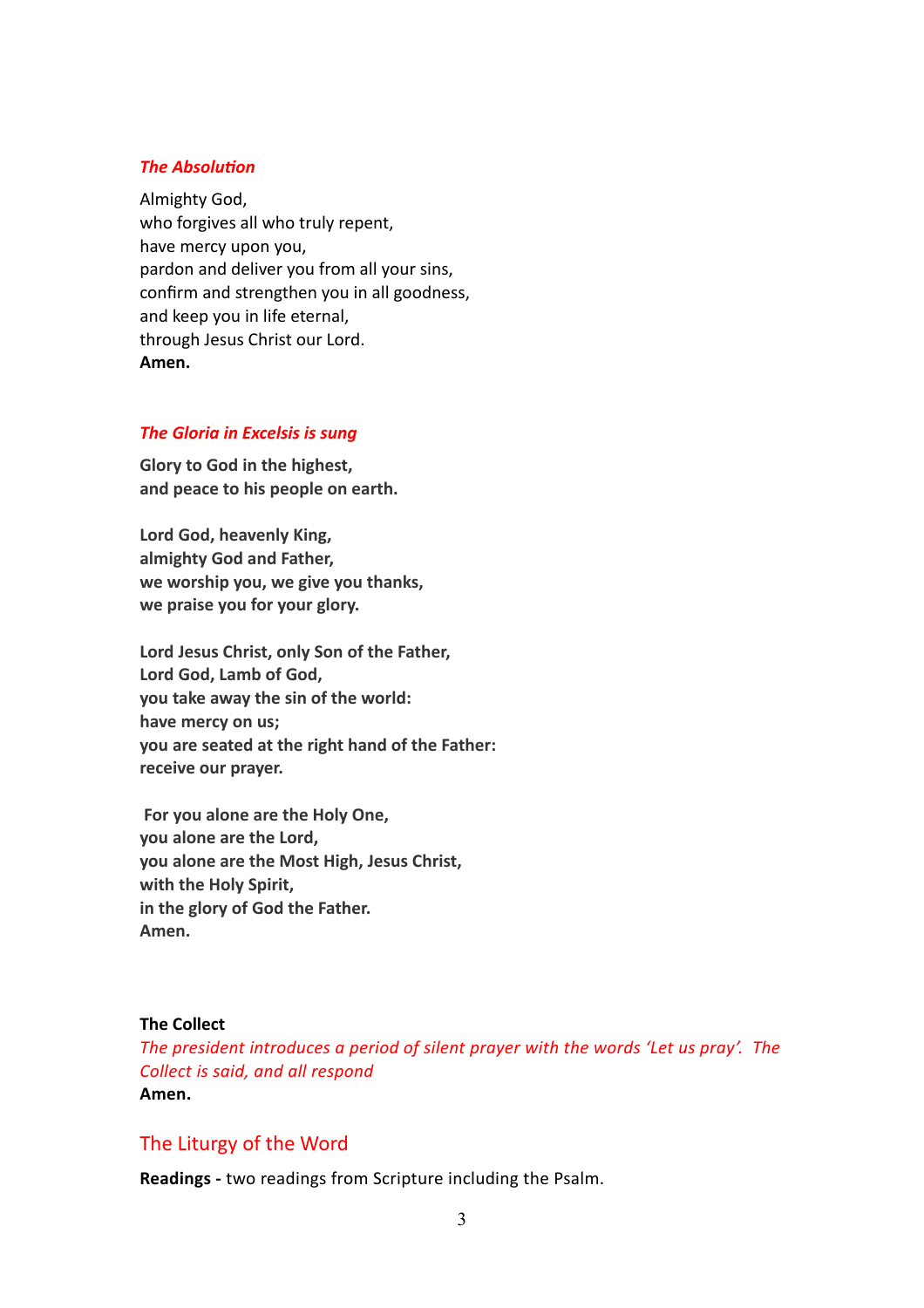### *The Absolution*

Almighty God,  
who forgives all who truly repent,  
have mercy upon you,  
pardon and deliver you from all your sins,  
confirm and strengthen you in all goodness,  
and keep you in life eternal,  
through Jesus Christ our Lord.  
**Amen.**

### *The Gloria in Excelsis is sung*

**Glory to God in the highest,**  
**and peace to his people on earth.**

**Lord God, heavenly King,**  
**almighty God and Father,**  
**we worship you, we give you thanks,**  
**we praise you for your glory.**

**Lord Jesus Christ, only Son of the Father,**  
**Lord God, Lamb of God,**  
**you take away the sin of the world:**  
**have mercy on us;**  
**you are seated at the right hand of the Father:**  
**receive our prayer.**

**For you alone are the Holy One,**  
**you alone are the Lord,**  
**you alone are the Most High, Jesus Christ,**  
**with the Holy Spirit,**  
**in the glory of God the Father.**  
**Amen.**

**The Collect**  
*The president introduces a period of silent prayer with the words 'Let us pray'. The Collect is said, and all respond*  
**Amen.**

## The Liturgy of the Word

**Readings -** two readings from Scripture including the Psalm.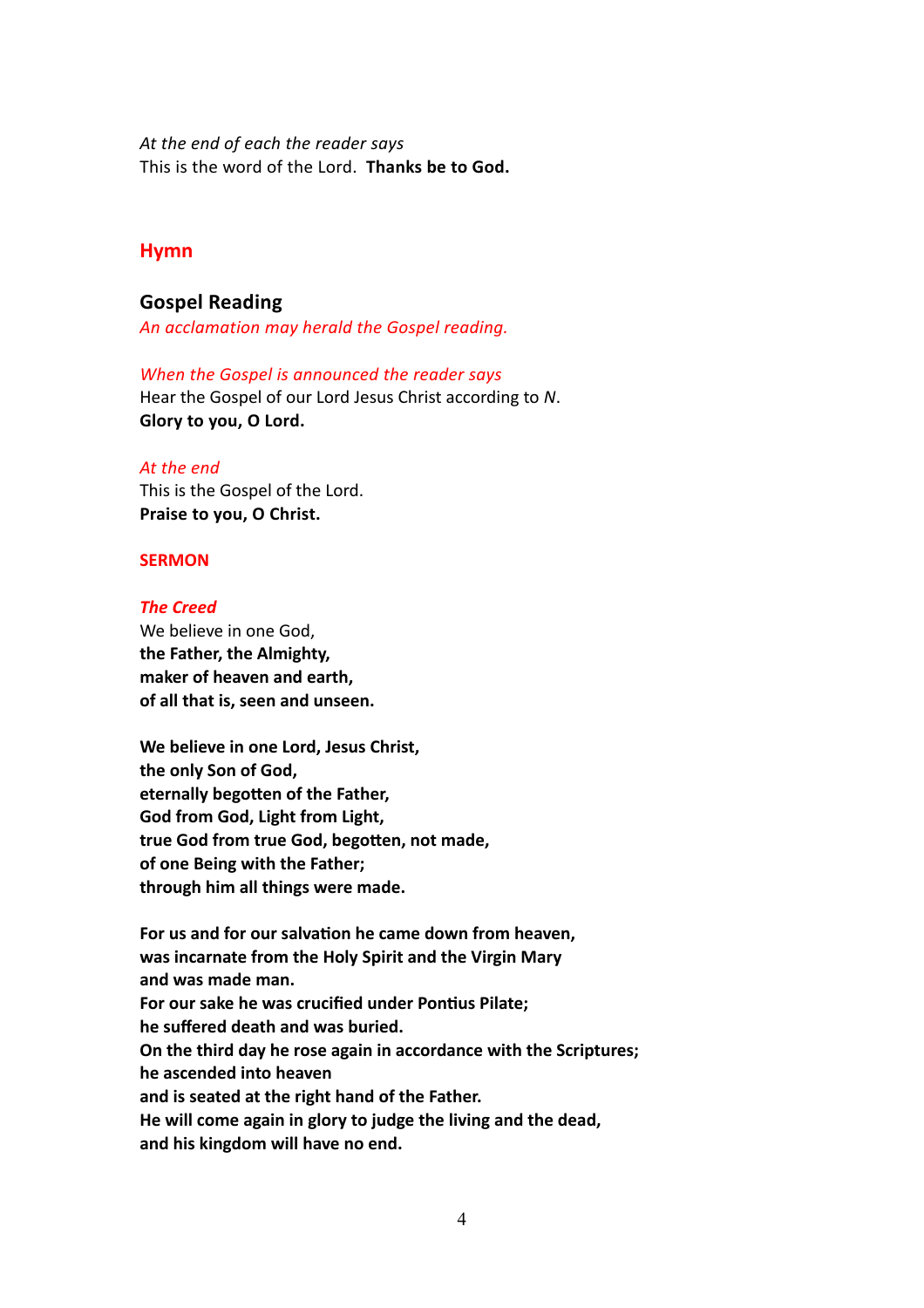*At the end of each the reader says*
This is the word of the Lord. **Thanks be to God.**

## Hymn

## Gospel Reading

*An acclamation may herald the Gospel reading.*

*When the Gospel is announced the reader says*
Hear the Gospel of our Lord Jesus Christ according to *N*.
**Glory to you, O Lord.**

*At the end*
This is the Gospel of the Lord.
**Praise to you, O Christ.**

**SERMON**

***The Creed***

We believe in one God,
**the Father, the Almighty,**
**maker of heaven and earth,**
**of all that is, seen and unseen.**

**We believe in one Lord, Jesus Christ,**
**the only Son of God,**
**eternally begotten of the Father,**
**God from God, Light from Light,**
**true God from true God, begotten, not made,**
**of one Being with the Father;**
**through him all things were made.**

**For us and for our salvation he came down from heaven,**
**was incarnate from the Holy Spirit and the Virgin Mary**
**and was made man.**
**For our sake he was crucified under Pontius Pilate;**
**he suffered death and was buried.**
**On the third day he rose again in accordance with the Scriptures;**
**he ascended into heaven**
**and is seated at the right hand of the Father.**
**He will come again in glory to judge the living and the dead,**
**and his kingdom will have no end.**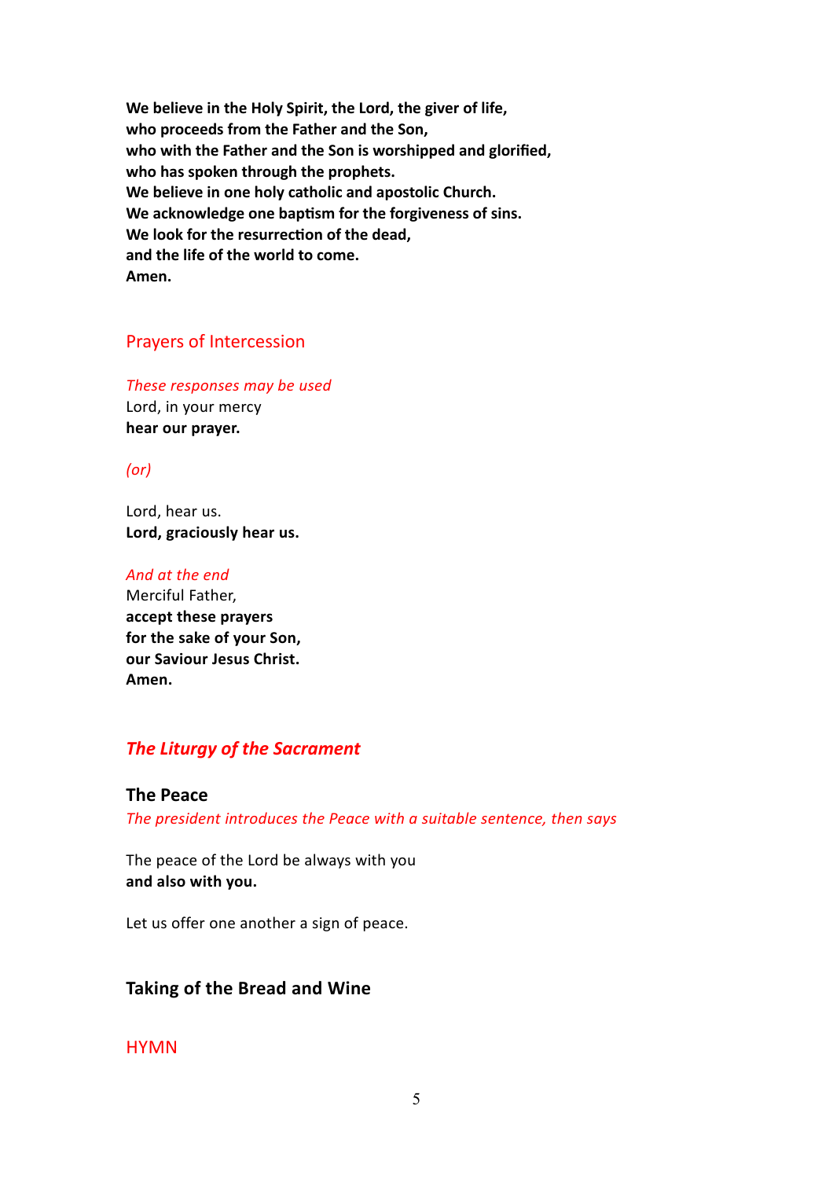**We believe in the Holy Spirit, the Lord, the giver of life,**
**who proceeds from the Father and the Son,**
**who with the Father and the Son is worshipped and glorified,**
**who has spoken through the prophets.**
**We believe in one holy catholic and apostolic Church.**
**We acknowledge one baptism for the forgiveness of sins.**
**We look for the resurrection of the dead,**
**and the life of the world to come.**
**Amen.**

## Prayers of Intercession

*These responses may be used*

Lord, in your mercy
**hear our prayer.**

*(or)*

Lord, hear us.
**Lord, graciously hear us.**

*And at the end*

Merciful Father,
**accept these prayers**
**for the sake of your Son,**
**our Saviour Jesus Christ.**
**Amen.**

# *The Liturgy of the Sacrament*

### The Peace

*The president introduces the Peace with a suitable sentence, then says*

The peace of the Lord be always with you
**and also with you.**

Let us offer one another a sign of peace.

### Taking of the Bread and Wine

## HYMN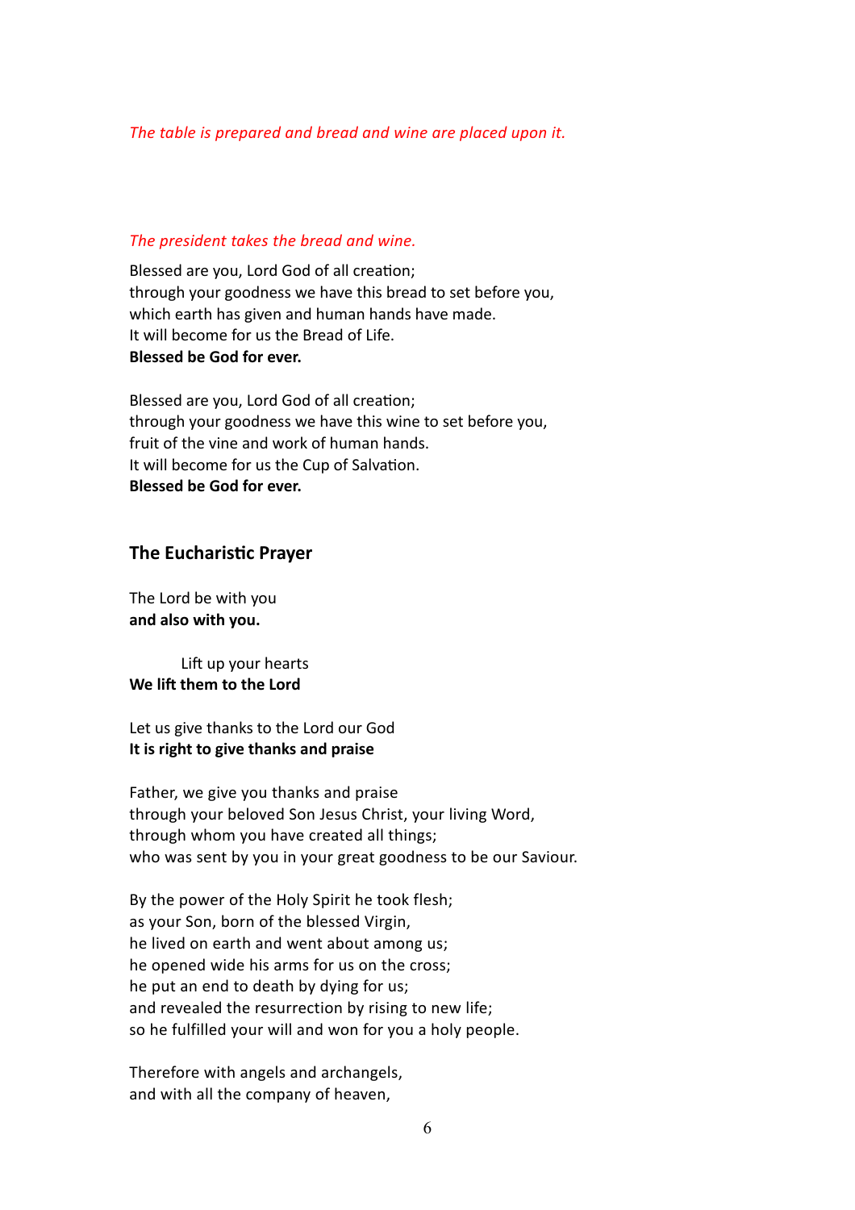*The table is prepared and bread and wine are placed upon it.*

*The president takes the bread and wine.*

Blessed are you, Lord God of all creation;
through your goodness we have this bread to set before you,
which earth has given and human hands have made.
It will become for us the Bread of Life.
**Blessed be God for ever.**

Blessed are you, Lord God of all creation;
through your goodness we have this wine to set before you,
fruit of the vine and work of human hands.
It will become for us the Cup of Salvation.
**Blessed be God for ever.**

## The Eucharistic Prayer

The Lord be with you
**and also with you.**

Lift up your hearts
**We lift them to the Lord**

Let us give thanks to the Lord our God
**It is right to give thanks and praise**

Father, we give you thanks and praise
through your beloved Son Jesus Christ, your living Word,
through whom you have created all things;
who was sent by you in your great goodness to be our Saviour.

By the power of the Holy Spirit he took flesh;
as your Son, born of the blessed Virgin,
he lived on earth and went about among us;
he opened wide his arms for us on the cross;
he put an end to death by dying for us;
and revealed the resurrection by rising to new life;
so he fulfilled your will and won for you a holy people.

Therefore with angels and archangels,
and with all the company of heaven,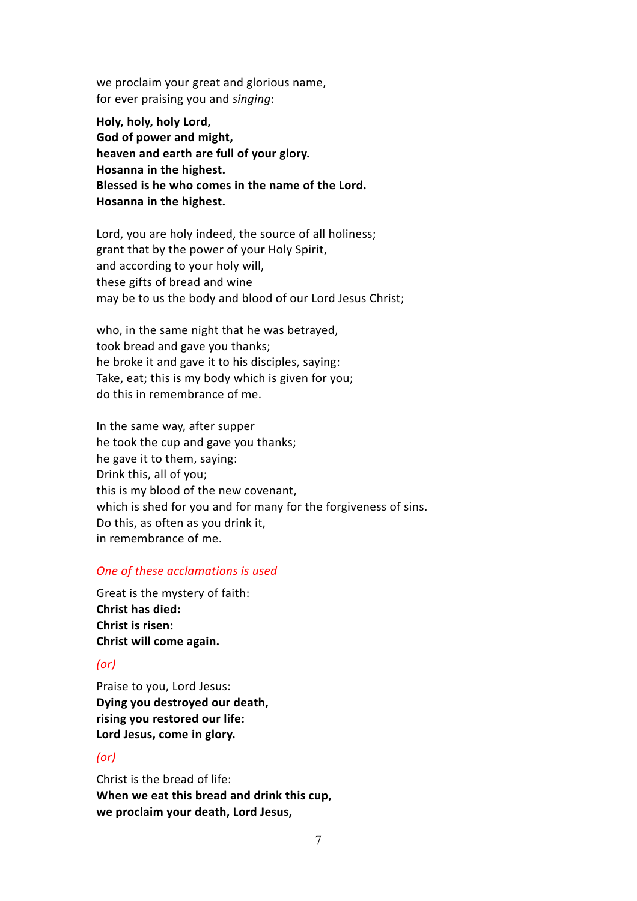we proclaim your great and glorious name,
for ever praising you and *singing*:

**Holy, holy, holy Lord,**
**God of power and might,**
**heaven and earth are full of your glory.**
**Hosanna in the highest.**
**Blessed is he who comes in the name of the Lord.**
**Hosanna in the highest.**

Lord, you are holy indeed, the source of all holiness;
grant that by the power of your Holy Spirit,
and according to your holy will,
these gifts of bread and wine
may be to us the body and blood of our Lord Jesus Christ;

who, in the same night that he was betrayed,
took bread and gave you thanks;
he broke it and gave it to his disciples, saying:
Take, eat; this is my body which is given for you;
do this in remembrance of me.

In the same way, after supper
he took the cup and gave you thanks;
he gave it to them, saying:
Drink this, all of you;
this is my blood of the new covenant,
which is shed for you and for many for the forgiveness of sins.
Do this, as often as you drink it,
in remembrance of me.

*One of these acclamations is used*

Great is the mystery of faith:
**Christ has died:**
**Christ is risen:**
**Christ will come again.**

*(or)*

Praise to you, Lord Jesus:
**Dying you destroyed our death,**
**rising you restored our life:**
**Lord Jesus, come in glory.**

*(or)*

Christ is the bread of life:
**When we eat this bread and drink this cup,**
**we proclaim your death, Lord Jesus,**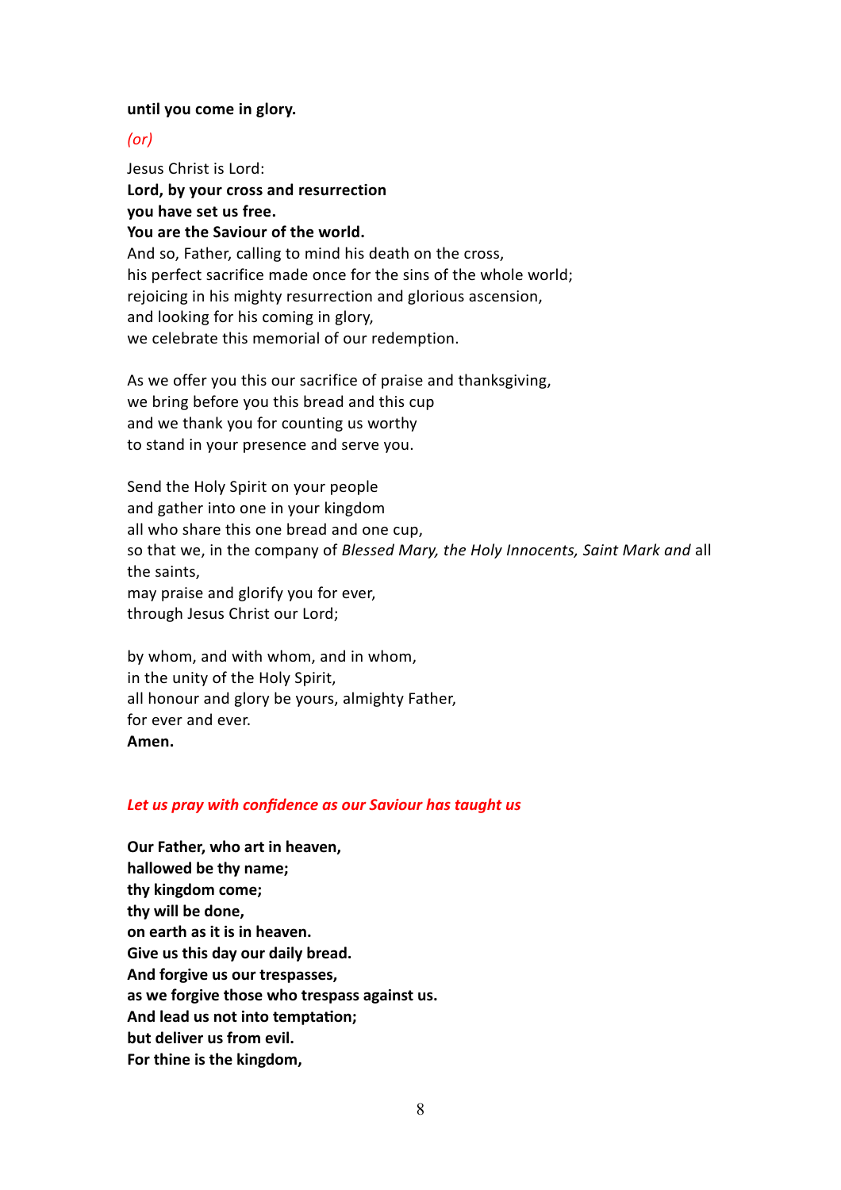**until you come in glory.**

*(or)*

Jesus Christ is Lord:
**Lord, by your cross and resurrection**
**you have set us free.**
**You are the Saviour of the world.**
And so, Father, calling to mind his death on the cross,
his perfect sacrifice made once for the sins of the whole world;
rejoicing in his mighty resurrection and glorious ascension,
and looking for his coming in glory,
we celebrate this memorial of our redemption.

As we offer you this our sacrifice of praise and thanksgiving,
we bring before you this bread and this cup
and we thank you for counting us worthy
to stand in your presence and serve you.

Send the Holy Spirit on your people
and gather into one in your kingdom
all who share this one bread and one cup,
so that we, in the company of *Blessed Mary, the Holy Innocents, Saint Mark and* all the saints,
may praise and glorify you for ever,
through Jesus Christ our Lord;

by whom, and with whom, and in whom,
in the unity of the Holy Spirit,
all honour and glory be yours, almighty Father,
for ever and ever.
**Amen.**

***Let us pray with confidence as our Saviour has taught us***

**Our Father, who art in heaven,**
**hallowed be thy name;**
**thy kingdom come;**
**thy will be done,**
**on earth as it is in heaven.**
**Give us this day our daily bread.**
**And forgive us our trespasses,**
**as we forgive those who trespass against us.**
**And lead us not into temptation;**
**but deliver us from evil.**
**For thine is the kingdom,**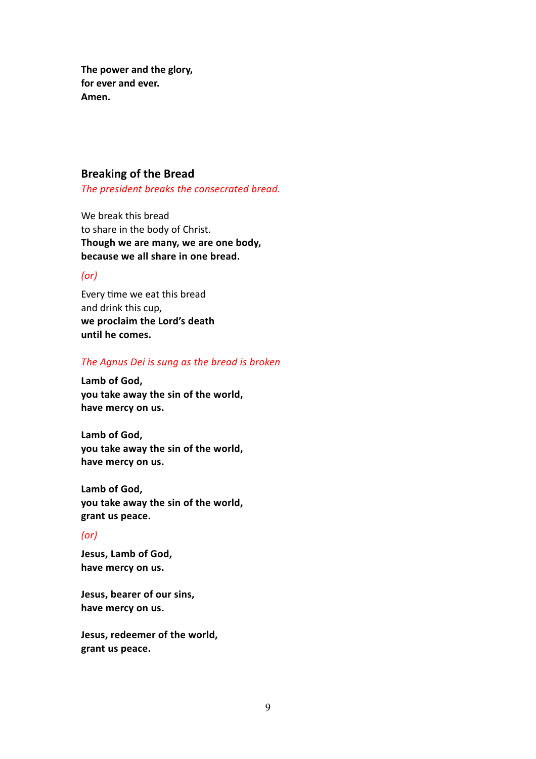**The power and the glory,**
**for ever and ever.**
**Amen.**

## Breaking of the Bread

*The president breaks the consecrated bread.*

We break this bread
to share in the body of Christ.
**Though we are many, we are one body,**
**because we all share in one bread.**

*(or)*

Every time we eat this bread
and drink this cup,
**we proclaim the Lord's death**
**until he comes.**

*The Agnus Dei is sung as the bread is broken*

**Lamb of God,**
**you take away the sin of the world,**
**have mercy on us.**

**Lamb of God,**
**you take away the sin of the world,**
**have mercy on us.**

**Lamb of God,**
**you take away the sin of the world,**
**grant us peace.**

*(or)*

**Jesus, Lamb of God,**
**have mercy on us.**

**Jesus, bearer of our sins,**
**have mercy on us.**

**Jesus, redeemer of the world,**
**grant us peace.**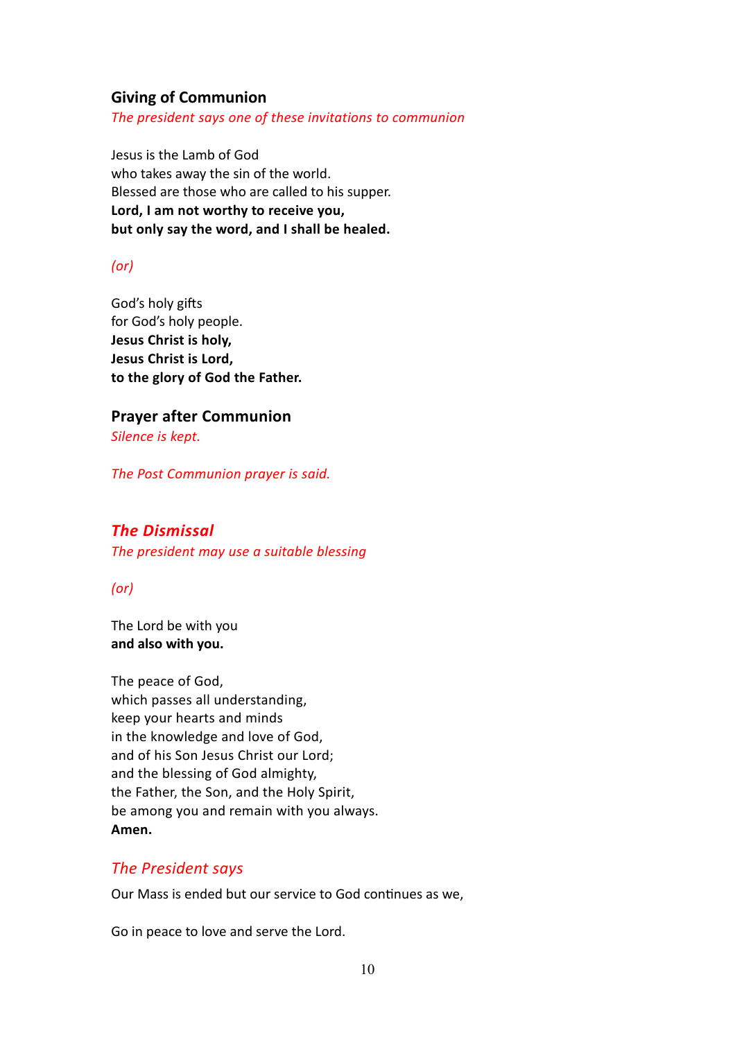### Giving of Communion

*The president says one of these invitations to communion*

Jesus is the Lamb of God
who takes away the sin of the world.
Blessed are those who are called to his supper.
**Lord, I am not worthy to receive you,**
**but only say the word, and I shall be healed.**

*(or)*

God's holy gifts
for God's holy people.
**Jesus Christ is holy,**
**Jesus Christ is Lord,**
**to the glory of God the Father.**

### Prayer after Communion

*Silence is kept.*

*The Post Communion prayer is said.*

### ***The Dismissal***

*The president may use a suitable blessing*

*(or)*

The Lord be with you
**and also with you.**

The peace of God,
which passes all understanding,
keep your hearts and minds
in the knowledge and love of God,
and of his Son Jesus Christ our Lord;
and the blessing of God almighty,
the Father, the Son, and the Holy Spirit,
be among you and remain with you always.
**Amen.**

*The President says*

Our Mass is ended but our service to God continues as we,

Go in peace to love and serve the Lord.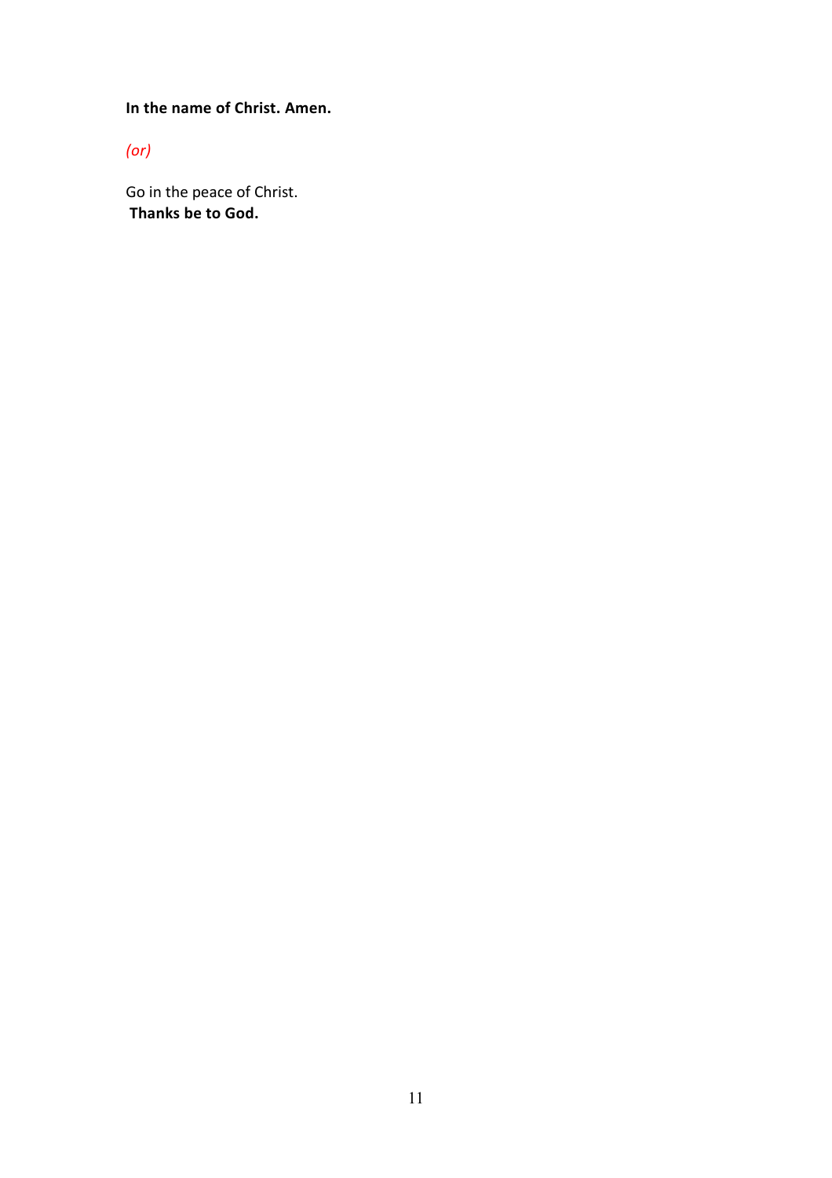**In the name of Christ. Amen.**

*(or)*

Go in the peace of Christ.
**Thanks be to God.**